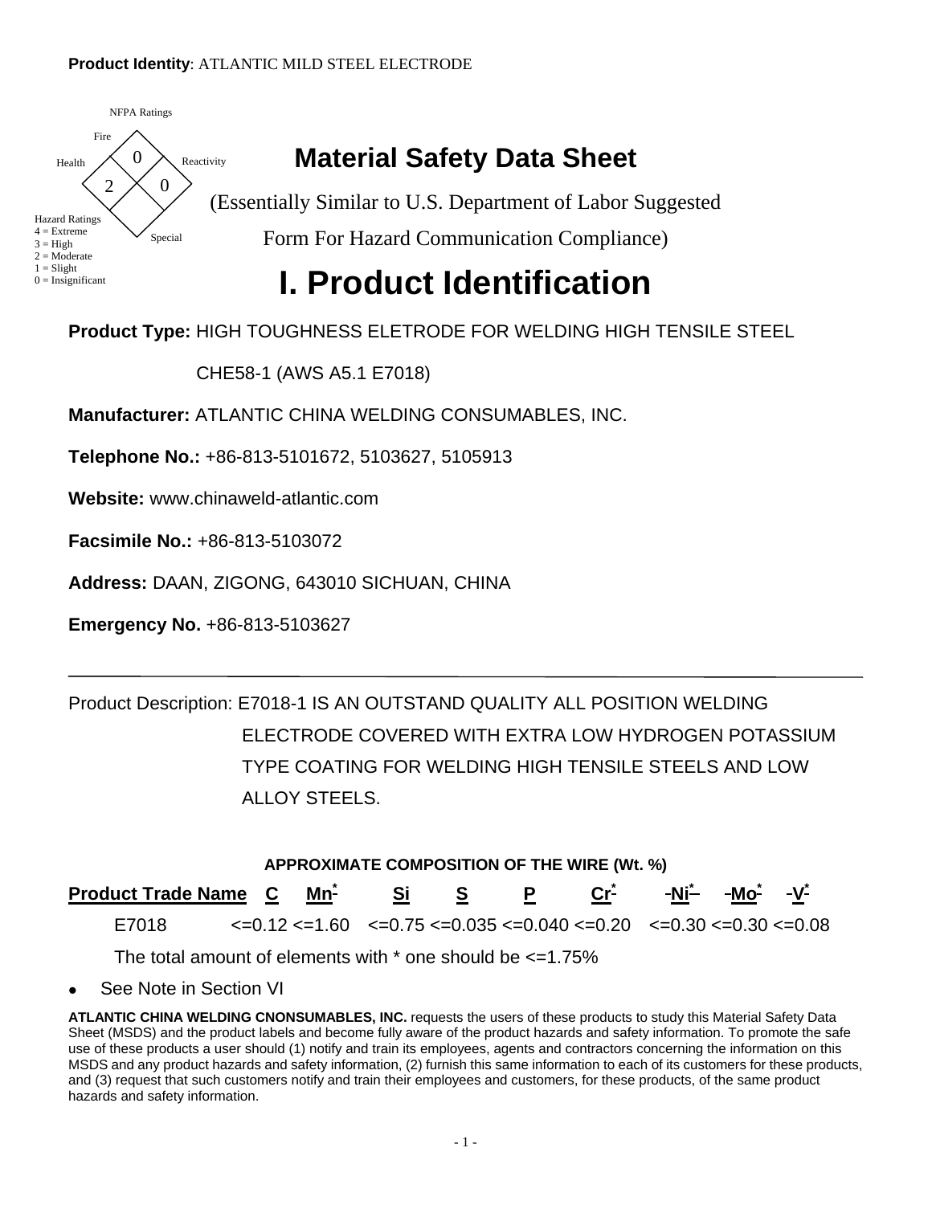**Product Identity**: ATLANTIC MILD STEEL ELECTRODE

NFPA Ratings

Fire: 0
Health: 2
Reactivity: 0
Special:

Hazard Ratings
4 = Extreme
3 = High
2 = Moderate
1 = Slight
0 = Insignificant

# Material Safety Data Sheet

(Essentially Similar to U.S. Department of Labor Suggested Form For Hazard Communication Compliance)

# I. Product Identification

**Product Type:** HIGH TOUGHNESS ELETRODE FOR WELDING HIGH TENSILE STEEL CHE58-1 (AWS A5.1 E7018)

**Manufacturer:** ATLANTIC CHINA WELDING CONSUMABLES, INC.

**Telephone No.:** +86-813-5101672, 5103627, 5105913

**Website:** www.chinaweld-atlantic.com

**Facsimile No.:** +86-813-5103072

**Address:** DAAN, ZIGONG, 643010 SICHUAN, CHINA

**Emergency No.** +86-813-5103627

---

Product Description: E7018-1 IS AN OUTSTAND QUALITY ALL POSITION WELDING ELECTRODE COVERED WITH EXTRA LOW HYDROGEN POTASSIUM TYPE COATING FOR WELDING HIGH TENSILE STEELS AND LOW ALLOY STEELS.

**APPROXIMATE COMPOSITION OF THE WIRE (Wt. %)**

| Product Trade Name | C | Mn* | Si | S | P | Cr* | Ni* | Mo* | V* |
|---|---|---|---|---|---|---|---|---|---|
| E7018 | <=0.12 | <=1.60 | <=0.75 | <=0.035 | <=0.040 | <=0.20 | <=0.30 | <=0.30 | <=0.08 |

The total amount of elements with * one should be <=1.75%

- See Note in Section VI

**ATLANTIC CHINA WELDING CNONSUMABLES, INC.** requests the users of these products to study this Material Safety Data Sheet (MSDS) and the product labels and become fully aware of the product hazards and safety information. To promote the safe use of these products a user should (1) notify and train its employees, agents and contractors concerning the information on this MSDS and any product hazards and safety information, (2) furnish this same information to each of its customers for these products, and (3) request that such customers notify and train their employees and customers, for these products, of the same product hazards and safety information.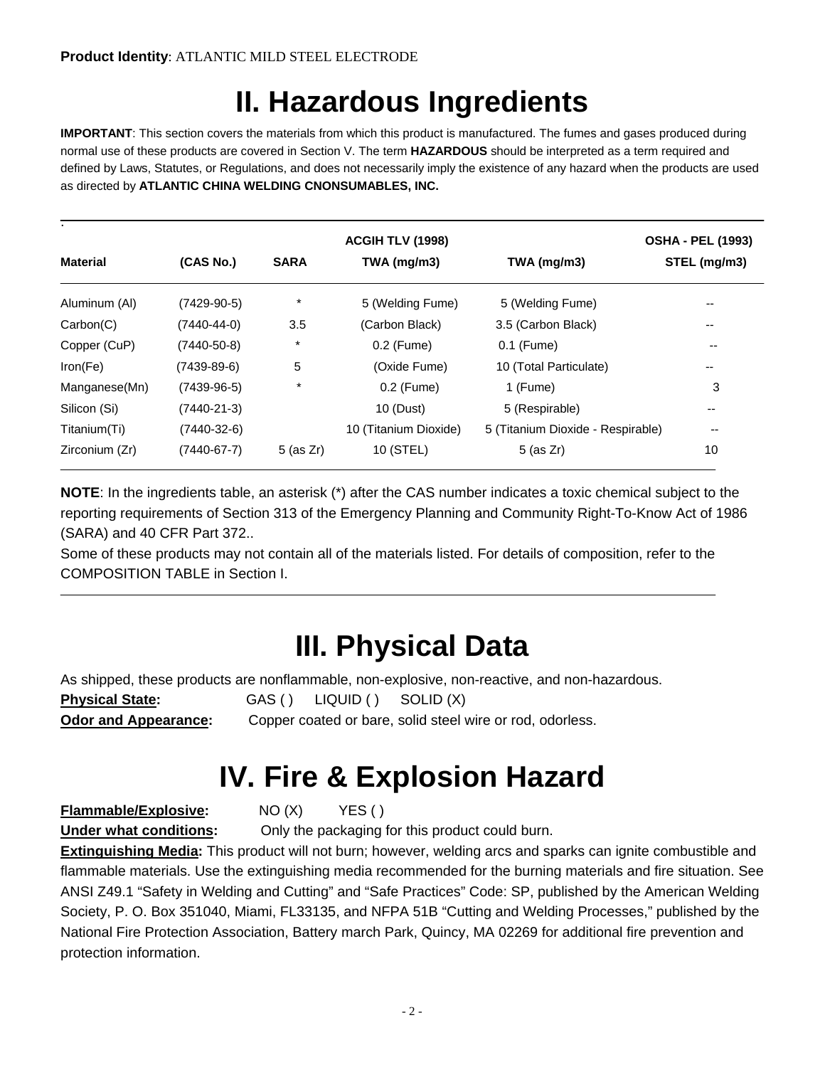**Product Identity**: ATLANTIC MILD STEEL ELECTRODE

# II. Hazardous Ingredients

**IMPORTANT**: This section covers the materials from which this product is manufactured. The fumes and gases produced during normal use of these products are covered in Section V. The term **HAZARDOUS** should be interpreted as a term required and defined by Laws, Statutes, or Regulations, and does not necessarily imply the existence of any hazard when the products are used as directed by **ATLANTIC CHINA WELDING CNONSUMABLES, INC.**

| | | | ACGIH TLV (1998) | | OSHA - PEL (1993) |
|---|---|---|---|---|---|
| **Material** | **(CAS No.)** | **SARA** | **TWA (mg/m3)** | **TWA (mg/m3)** | **STEL (mg/m3)** |
| Aluminum (Al) | (7429-90-5) | * | 5 (Welding Fume) | 5 (Welding Fume) | -- |
| Carbon(C) | (7440-44-0) | 3.5 | (Carbon Black) | 3.5 (Carbon Black) | -- |
| Copper (CuP) | (7440-50-8) | * | 0.2 (Fume) | 0.1 (Fume) | -- |
| Iron(Fe) | (7439-89-6) | 5 | (Oxide Fume) | 10 (Total Particulate) | -- |
| Manganese(Mn) | (7439-96-5) | * | 0.2 (Fume) | 1 (Fume) | 3 |
| Silicon (Si) | (7440-21-3) | | 10 (Dust) | 5 (Respirable) | -- |
| Titanium(Ti) | (7440-32-6) | | 10 (Titanium Dioxide) | 5 (Titanium Dioxide - Respirable) | -- |
| Zirconium (Zr) | (7440-67-7) | 5 (as Zr) | 10 (STEL) | 5 (as Zr) | 10 |

**NOTE**: In the ingredients table, an asterisk (*) after the CAS number indicates a toxic chemical subject to the reporting requirements of Section 313 of the Emergency Planning and Community Right-To-Know Act of 1986 (SARA) and 40 CFR Part 372..

Some of these products may not contain all of the materials listed. For details of composition, refer to the COMPOSITION TABLE in Section I.

# III. Physical Data

As shipped, these products are nonflammable, non-explosive, non-reactive, and non-hazardous.

**Physical State:** GAS ( ) LIQUID ( ) SOLID (X)

**Odor and Appearance:** Copper coated or bare, solid steel wire or rod, odorless.

# IV. Fire & Explosion Hazard

**Flammable/Explosive:** NO (X) YES ( )

**Under what conditions:** Only the packaging for this product could burn.

**Extinguishing Media:** This product will not burn; however, welding arcs and sparks can ignite combustible and flammable materials. Use the extinguishing media recommended for the burning materials and fire situation. See ANSI Z49.1 "Safety in Welding and Cutting" and "Safe Practices" Code: SP, published by the American Welding Society, P. O. Box 351040, Miami, FL33135, and NFPA 51B "Cutting and Welding Processes," published by the National Fire Protection Association, Battery march Park, Quincy, MA 02269 for additional fire prevention and protection information.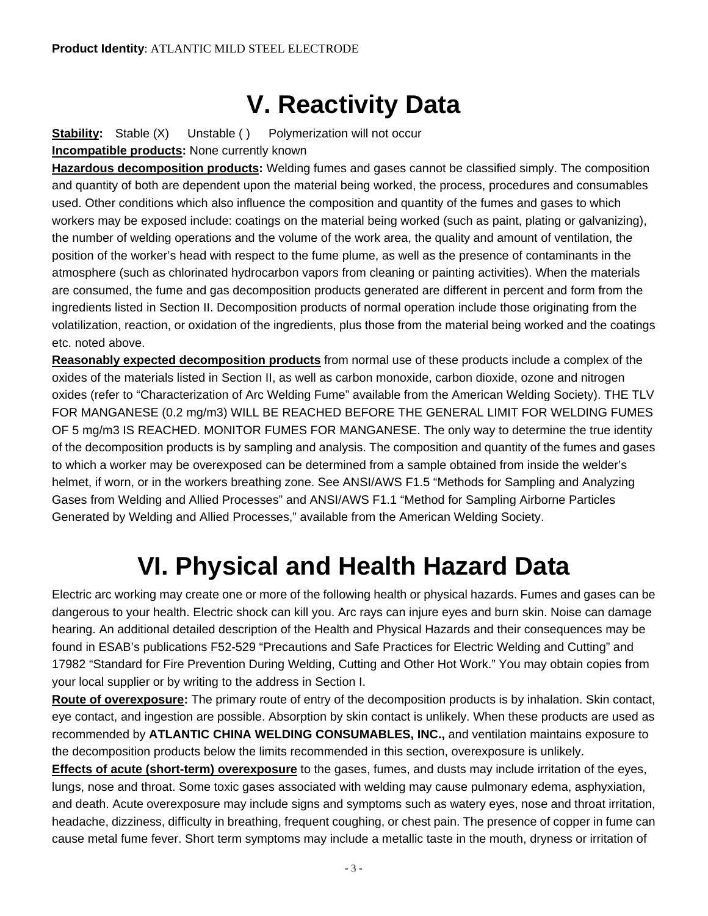**Product Identity**: ATLANTIC MILD STEEL ELECTRODE

# V. Reactivity Data

**Stability:** Stable (X) Unstable ( ) Polymerization will not occur

**Incompatible products:** None currently known

**Hazardous decomposition products:** Welding fumes and gases cannot be classified simply. The composition and quantity of both are dependent upon the material being worked, the process, procedures and consumables used. Other conditions which also influence the composition and quantity of the fumes and gases to which workers may be exposed include: coatings on the material being worked (such as paint, plating or galvanizing), the number of welding operations and the volume of the work area, the quality and amount of ventilation, the position of the worker's head with respect to the fume plume, as well as the presence of contaminants in the atmosphere (such as chlorinated hydrocarbon vapors from cleaning or painting activities). When the materials are consumed, the fume and gas decomposition products generated are different in percent and form from the ingredients listed in Section II. Decomposition products of normal operation include those originating from the volatilization, reaction, or oxidation of the ingredients, plus those from the material being worked and the coatings etc. noted above.

**Reasonably expected decomposition products** from normal use of these products include a complex of the oxides of the materials listed in Section II, as well as carbon monoxide, carbon dioxide, ozone and nitrogen oxides (refer to "Characterization of Arc Welding Fume" available from the American Welding Society). THE TLV FOR MANGANESE (0.2 mg/m3) WILL BE REACHED BEFORE THE GENERAL LIMIT FOR WELDING FUMES OF 5 mg/m3 IS REACHED. MONITOR FUMES FOR MANGANESE. The only way to determine the true identity of the decomposition products is by sampling and analysis. The composition and quantity of the fumes and gases to which a worker may be overexposed can be determined from a sample obtained from inside the welder's helmet, if worn, or in the workers breathing zone. See ANSI/AWS F1.5 "Methods for Sampling and Analyzing Gases from Welding and Allied Processes" and ANSI/AWS F1.1 "Method for Sampling Airborne Particles Generated by Welding and Allied Processes," available from the American Welding Society.

# VI. Physical and Health Hazard Data

Electric arc working may create one or more of the following health or physical hazards. Fumes and gases can be dangerous to your health. Electric shock can kill you. Arc rays can injure eyes and burn skin. Noise can damage hearing. An additional detailed description of the Health and Physical Hazards and their consequences may be found in ESAB's publications F52-529 "Precautions and Safe Practices for Electric Welding and Cutting" and 17982 "Standard for Fire Prevention During Welding, Cutting and Other Hot Work." You may obtain copies from your local supplier or by writing to the address in Section I.

**Route of overexposure:** The primary route of entry of the decomposition products is by inhalation. Skin contact, eye contact, and ingestion are possible. Absorption by skin contact is unlikely. When these products are used as recommended by **ATLANTIC CHINA WELDING CONSUMABLES, INC.,** and ventilation maintains exposure to the decomposition products below the limits recommended in this section, overexposure is unlikely.

**Effects of acute (short-term) overexposure** to the gases, fumes, and dusts may include irritation of the eyes, lungs, nose and throat. Some toxic gases associated with welding may cause pulmonary edema, asphyxiation, and death. Acute overexposure may include signs and symptoms such as watery eyes, nose and throat irritation, headache, dizziness, difficulty in breathing, frequent coughing, or chest pain. The presence of copper in fume can cause metal fume fever. Short term symptoms may include a metallic taste in the mouth, dryness or irritation of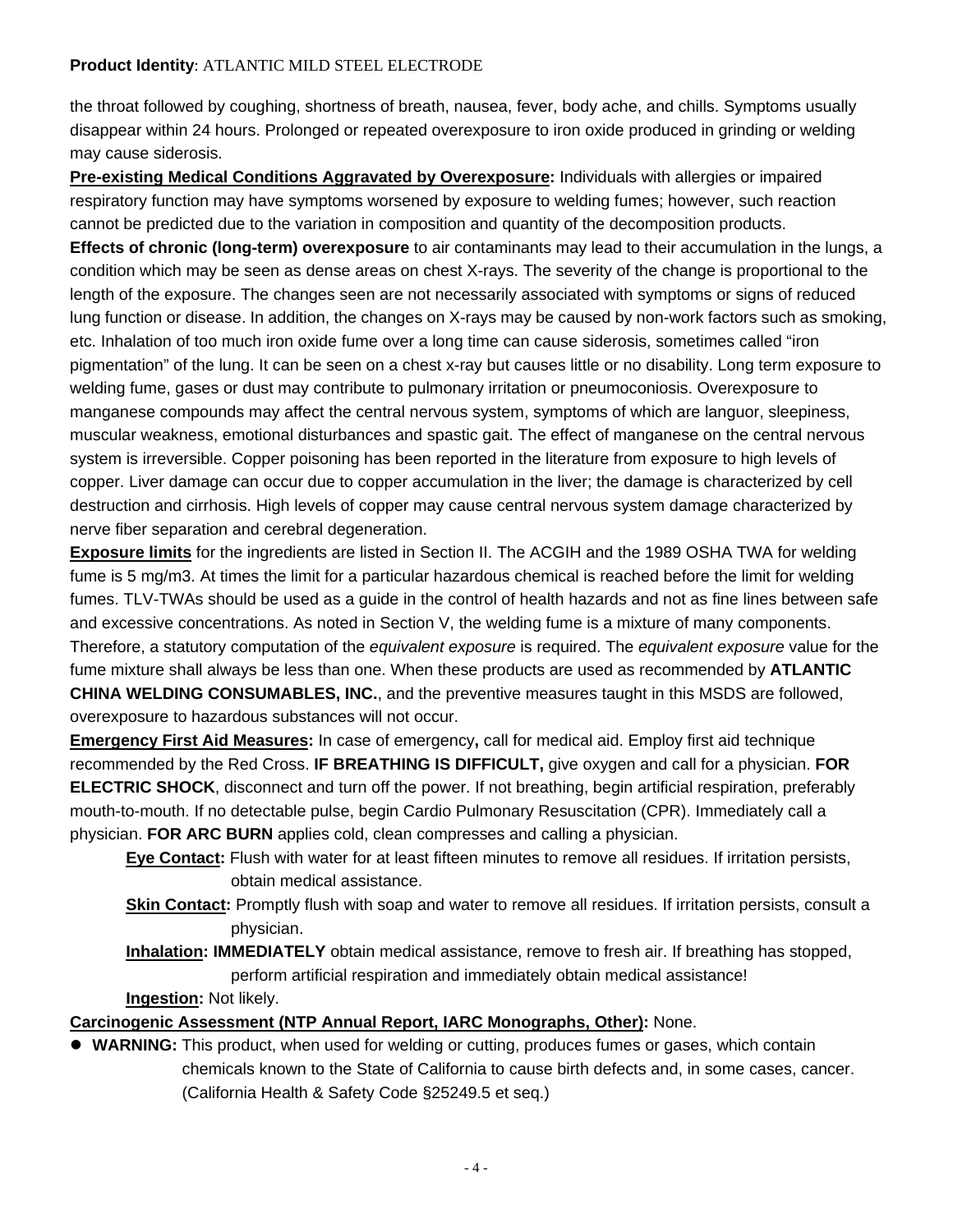the throat followed by coughing, shortness of breath, nausea, fever, body ache, and chills. Symptoms usually disappear within 24 hours. Prolonged or repeated overexposure to iron oxide produced in grinding or welding may cause siderosis.

**Pre-existing Medical Conditions Aggravated by Overexposure:** Individuals with allergies or impaired respiratory function may have symptoms worsened by exposure to welding fumes; however, such reaction cannot be predicted due to the variation in composition and quantity of the decomposition products.

**Effects of chronic (long-term) overexposure** to air contaminants may lead to their accumulation in the lungs, a condition which may be seen as dense areas on chest X-rays. The severity of the change is proportional to the length of the exposure. The changes seen are not necessarily associated with symptoms or signs of reduced lung function or disease. In addition, the changes on X-rays may be caused by non-work factors such as smoking, etc. Inhalation of too much iron oxide fume over a long time can cause siderosis, sometimes called "iron pigmentation" of the lung. It can be seen on a chest x-ray but causes little or no disability. Long term exposure to welding fume, gases or dust may contribute to pulmonary irritation or pneumoconiosis. Overexposure to manganese compounds may affect the central nervous system, symptoms of which are languor, sleepiness, muscular weakness, emotional disturbances and spastic gait. The effect of manganese on the central nervous system is irreversible. Copper poisoning has been reported in the literature from exposure to high levels of copper. Liver damage can occur due to copper accumulation in the liver; the damage is characterized by cell destruction and cirrhosis. High levels of copper may cause central nervous system damage characterized by nerve fiber separation and cerebral degeneration.

**Exposure limits** for the ingredients are listed in Section II. The ACGIH and the 1989 OSHA TWA for welding fume is 5 mg/m3. At times the limit for a particular hazardous chemical is reached before the limit for welding fumes. TLV-TWAs should be used as a guide in the control of health hazards and not as fine lines between safe and excessive concentrations. As noted in Section V, the welding fume is a mixture of many components. Therefore, a statutory computation of the *equivalent exposure* is required. The *equivalent exposure* value for the fume mixture shall always be less than one. When these products are used as recommended by **ATLANTIC CHINA WELDING CONSUMABLES, INC.**, and the preventive measures taught in this MSDS are followed, overexposure to hazardous substances will not occur.

**Emergency First Aid Measures:** In case of emergency**,** call for medical aid. Employ first aid technique recommended by the Red Cross. **IF BREATHING IS DIFFICULT,** give oxygen and call for a physician. **FOR ELECTRIC SHOCK**, disconnect and turn off the power. If not breathing, begin artificial respiration, preferably mouth-to-mouth. If no detectable pulse, begin Cardio Pulmonary Resuscitation (CPR). Immediately call a physician. **FOR ARC BURN** applies cold, clean compresses and calling a physician.

- **Eye Contact:** Flush with water for at least fifteen minutes to remove all residues. If irritation persists, obtain medical assistance.
- **Skin Contact:** Promptly flush with soap and water to remove all residues. If irritation persists, consult a physician.
- **Inhalation: IMMEDIATELY** obtain medical assistance, remove to fresh air. If breathing has stopped, perform artificial respiration and immediately obtain medical assistance!
- **Ingestion:** Not likely.

**Carcinogenic Assessment (NTP Annual Report, IARC Monographs, Other):** None.

- **WARNING:** This product, when used for welding or cutting, produces fumes or gases, which contain chemicals known to the State of California to cause birth defects and, in some cases, cancer. (California Health & Safety Code §25249.5 et seq.)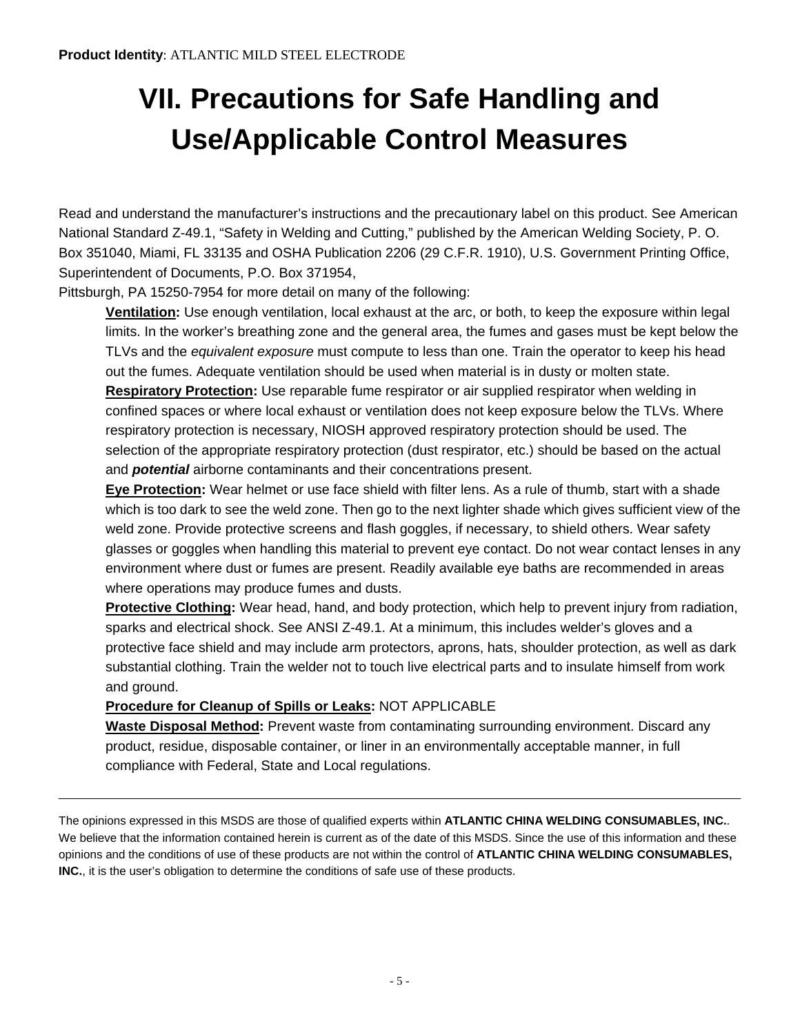**Product Identity**: ATLANTIC MILD STEEL ELECTRODE

# VII. Precautions for Safe Handling and Use/Applicable Control Measures

Read and understand the manufacturer's instructions and the precautionary label on this product. See American National Standard Z-49.1, "Safety in Welding and Cutting," published by the American Welding Society, P. O. Box 351040, Miami, FL 33135 and OSHA Publication 2206 (29 C.F.R. 1910), U.S. Government Printing Office, Superintendent of Documents, P.O. Box 371954,
Pittsburgh, PA 15250-7954 for more detail on many of the following:

**Ventilation:** Use enough ventilation, local exhaust at the arc, or both, to keep the exposure within legal limits. In the worker's breathing zone and the general area, the fumes and gases must be kept below the TLVs and the *equivalent exposure* must compute to less than one. Train the operator to keep his head out the fumes. Adequate ventilation should be used when material is in dusty or molten state.

**Respiratory Protection:** Use reparable fume respirator or air supplied respirator when welding in confined spaces or where local exhaust or ventilation does not keep exposure below the TLVs. Where respiratory protection is necessary, NIOSH approved respiratory protection should be used. The selection of the appropriate respiratory protection (dust respirator, etc.) should be based on the actual and ***potential*** airborne contaminants and their concentrations present.

**Eye Protection:** Wear helmet or use face shield with filter lens. As a rule of thumb, start with a shade which is too dark to see the weld zone. Then go to the next lighter shade which gives sufficient view of the weld zone. Provide protective screens and flash goggles, if necessary, to shield others. Wear safety glasses or goggles when handling this material to prevent eye contact. Do not wear contact lenses in any environment where dust or fumes are present. Readily available eye baths are recommended in areas where operations may produce fumes and dusts.

**Protective Clothing:** Wear head, hand, and body protection, which help to prevent injury from radiation, sparks and electrical shock. See ANSI Z-49.1. At a minimum, this includes welder's gloves and a protective face shield and may include arm protectors, aprons, hats, shoulder protection, as well as dark substantial clothing. Train the welder not to touch live electrical parts and to insulate himself from work and ground.

**Procedure for Cleanup of Spills or Leaks:** NOT APPLICABLE

**Waste Disposal Method:** Prevent waste from contaminating surrounding environment. Discard any product, residue, disposable container, or liner in an environmentally acceptable manner, in full compliance with Federal, State and Local regulations.

---

The opinions expressed in this MSDS are those of qualified experts within **ATLANTIC CHINA WELDING CONSUMABLES, INC.**. We believe that the information contained herein is current as of the date of this MSDS. Since the use of this information and these opinions and the conditions of use of these products are not within the control of **ATLANTIC CHINA WELDING CONSUMABLES, INC.**, it is the user's obligation to determine the conditions of safe use of these products.